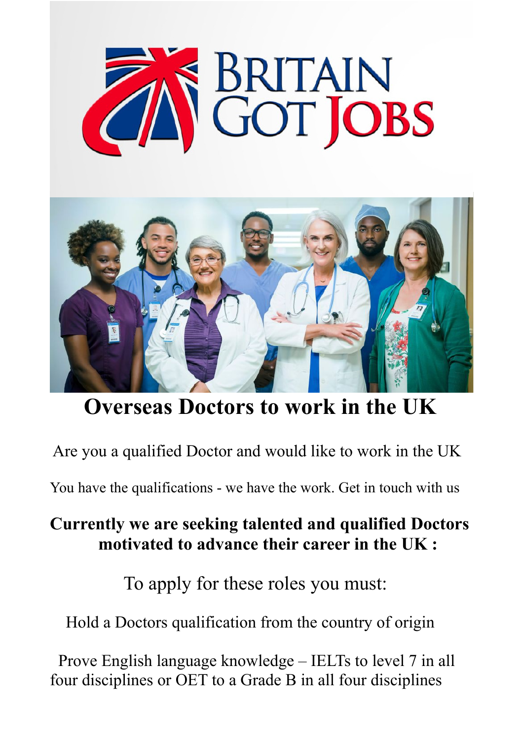# Overseas Doctors to work in the UK

Are you a qualified Doctor and would like to work in the UK

You have the qualifications - we have the work. Get in touch with us

**Currently we are seeking talented and qualified Doctors motivated to advance their career in the UK :**

To apply for these roles you must:

Hold a Doctors qualification from the country of origin

Prove English language knowledge – IELTs to level 7 in all four disciplines or OET to a Grade B in all four disciplines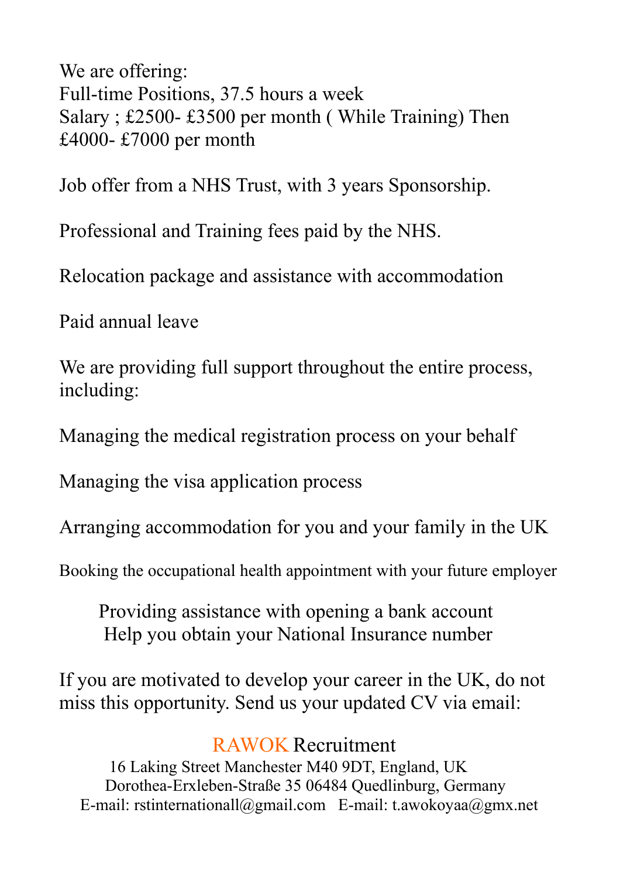We are offering:
Full-time Positions, 37.5 hours a week
Salary ; £2500- £3500 per month ( While Training) Then £4000- £7000 per month

Job offer from a NHS Trust, with 3 years Sponsorship.

Professional and Training fees paid by the NHS.

Relocation package and assistance with accommodation

Paid annual leave

We are providing full support throughout the entire process, including:

Managing the medical registration process on your behalf

Managing the visa application process

Arranging accommodation for you and your family in the UK

Booking the occupational health appointment with your future employer

Providing assistance with opening a bank account
Help you obtain your National Insurance number

If you are motivated to develop your career in the UK, do not miss this opportunity. Send us your updated CV via email:

RAWOK Recruitment
16 Laking Street Manchester M40 9DT, England, UK
Dorothea-Erxleben-Straße 35 06484 Quedlinburg, Germany
E-mail: rstinternationall@gmail.com E-mail: t.awokoyaa@gmx.net